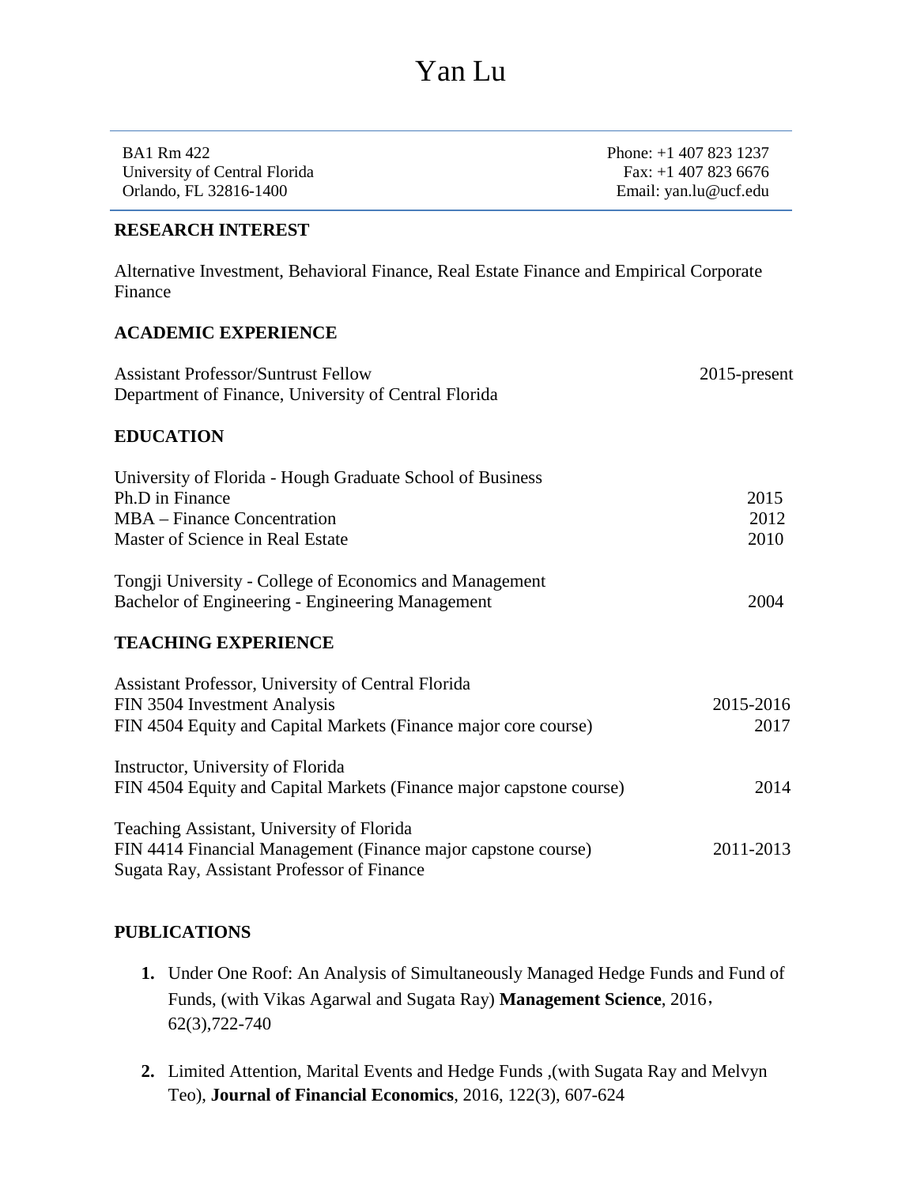# Yan Lu

BA1 Rm 422
University of Central Florida
Orlando, FL 32816-1400

Phone: +1 407 823 1237
Fax: +1 407 823 6676
Email: yan.lu@ucf.edu

## RESEARCH INTEREST

Alternative Investment, Behavioral Finance, Real Estate Finance and Empirical Corporate Finance

## ACADEMIC EXPERIENCE

Assistant Professor/Suntrust Fellow — 2015-present
Department of Finance, University of Central Florida

## EDUCATION

University of Florida - Hough Graduate School of Business
Ph.D in Finance — 2015
MBA – Finance Concentration — 2012
Master of Science in Real Estate — 2010

Tongji University - College of Economics and Management
Bachelor of Engineering - Engineering Management — 2004

## TEACHING EXPERIENCE

Assistant Professor, University of Central Florida
FIN 3504 Investment Analysis — 2015-2016
FIN 4504 Equity and Capital Markets (Finance major core course) — 2017

Instructor, University of Florida
FIN 4504 Equity and Capital Markets (Finance major capstone course) — 2014

Teaching Assistant, University of Florida
FIN 4414 Financial Management (Finance major capstone course) — 2011-2013
Sugata Ray, Assistant Professor of Finance

## PUBLICATIONS

1. Under One Roof: An Analysis of Simultaneously Managed Hedge Funds and Fund of Funds, (with Vikas Agarwal and Sugata Ray) **Management Science**, 2016， 62(3),722-740

2. Limited Attention, Marital Events and Hedge Funds ,(with Sugata Ray and Melvyn Teo), **Journal of Financial Economics**, 2016, 122(3), 607-624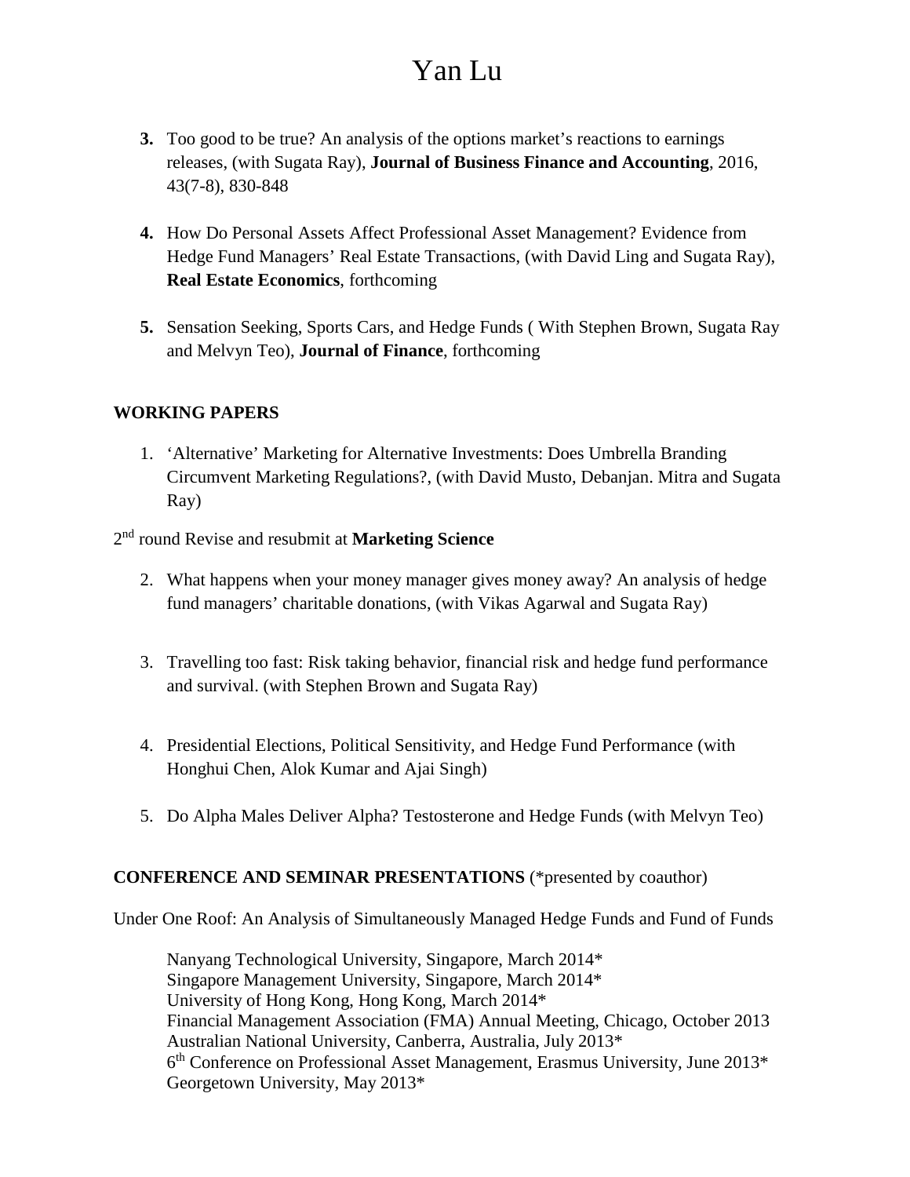3. Too good to be true? An analysis of the options market's reactions to earnings releases, (with Sugata Ray), **Journal of Business Finance and Accounting**, 2016, 43(7-8), 830-848

4. How Do Personal Assets Affect Professional Asset Management? Evidence from Hedge Fund Managers' Real Estate Transactions, (with David Ling and Sugata Ray), **Real Estate Economics**, forthcoming

5. Sensation Seeking, Sports Cars, and Hedge Funds ( With Stephen Brown, Sugata Ray and Melvyn Teo), **Journal of Finance**, forthcoming

**WORKING PAPERS**

1. 'Alternative' Marketing for Alternative Investments: Does Umbrella Branding Circumvent Marketing Regulations?, (with David Musto, Debanjan. Mitra and Sugata Ray)

2nd round Revise and resubmit at **Marketing Science**

2. What happens when your money manager gives money away? An analysis of hedge fund managers' charitable donations, (with Vikas Agarwal and Sugata Ray)

3. Travelling too fast: Risk taking behavior, financial risk and hedge fund performance and survival. (with Stephen Brown and Sugata Ray)

4. Presidential Elections, Political Sensitivity, and Hedge Fund Performance (with Honghui Chen, Alok Kumar and Ajai Singh)

5. Do Alpha Males Deliver Alpha? Testosterone and Hedge Funds (with Melvyn Teo)

**CONFERENCE AND SEMINAR PRESENTATIONS** (*presented by coauthor)

Under One Roof: An Analysis of Simultaneously Managed Hedge Funds and Fund of Funds

Nanyang Technological University, Singapore, March 2014*
Singapore Management University, Singapore, March 2014*
University of Hong Kong, Hong Kong, March 2014*
Financial Management Association (FMA) Annual Meeting, Chicago, October 2013
Australian National University, Canberra, Australia, July 2013*
6th Conference on Professional Asset Management, Erasmus University, June 2013*
Georgetown University, May 2013*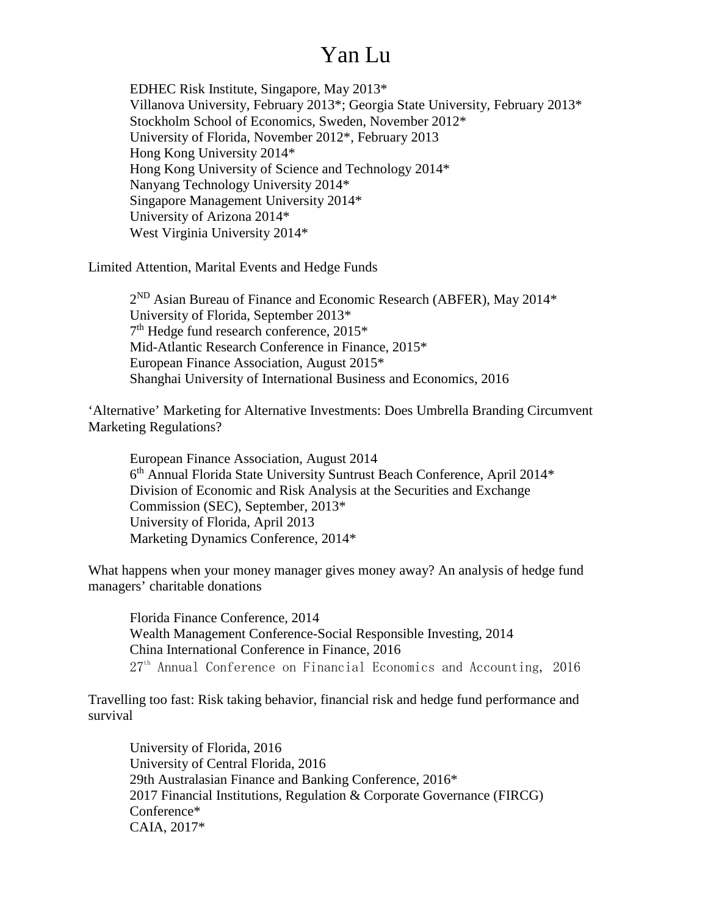EDHEC Risk Institute, Singapore, May 2013*
Villanova University, February 2013*; Georgia State University, February 2013*
Stockholm School of Economics, Sweden, November 2012*
University of Florida, November 2012*, February 2013
Hong Kong University 2014*
Hong Kong University of Science and Technology 2014*
Nanyang Technology University 2014*
Singapore Management University 2014*
University of Arizona 2014*
West Virginia University 2014*

Limited Attention, Marital Events and Hedge Funds

2ND Asian Bureau of Finance and Economic Research (ABFER), May 2014*
University of Florida, September 2013*
7th Hedge fund research conference, 2015*
Mid-Atlantic Research Conference in Finance, 2015*
European Finance Association, August 2015*
Shanghai University of International Business and Economics, 2016

'Alternative' Marketing for Alternative Investments: Does Umbrella Branding Circumvent Marketing Regulations?

European Finance Association, August 2014
6th Annual Florida State University Suntrust Beach Conference, April 2014*
Division of Economic and Risk Analysis at the Securities and Exchange Commission (SEC), September, 2013*
University of Florida, April 2013
Marketing Dynamics Conference, 2014*

What happens when your money manager gives money away? An analysis of hedge fund managers' charitable donations

Florida Finance Conference, 2014
Wealth Management Conference-Social Responsible Investing, 2014
China International Conference in Finance, 2016
27th Annual Conference on Financial Economics and Accounting, 2016

Travelling too fast: Risk taking behavior, financial risk and hedge fund performance and survival

University of Florida, 2016
University of Central Florida, 2016
29th Australasian Finance and Banking Conference, 2016*
2017 Financial Institutions, Regulation & Corporate Governance (FIRCG) Conference*
CAIA, 2017*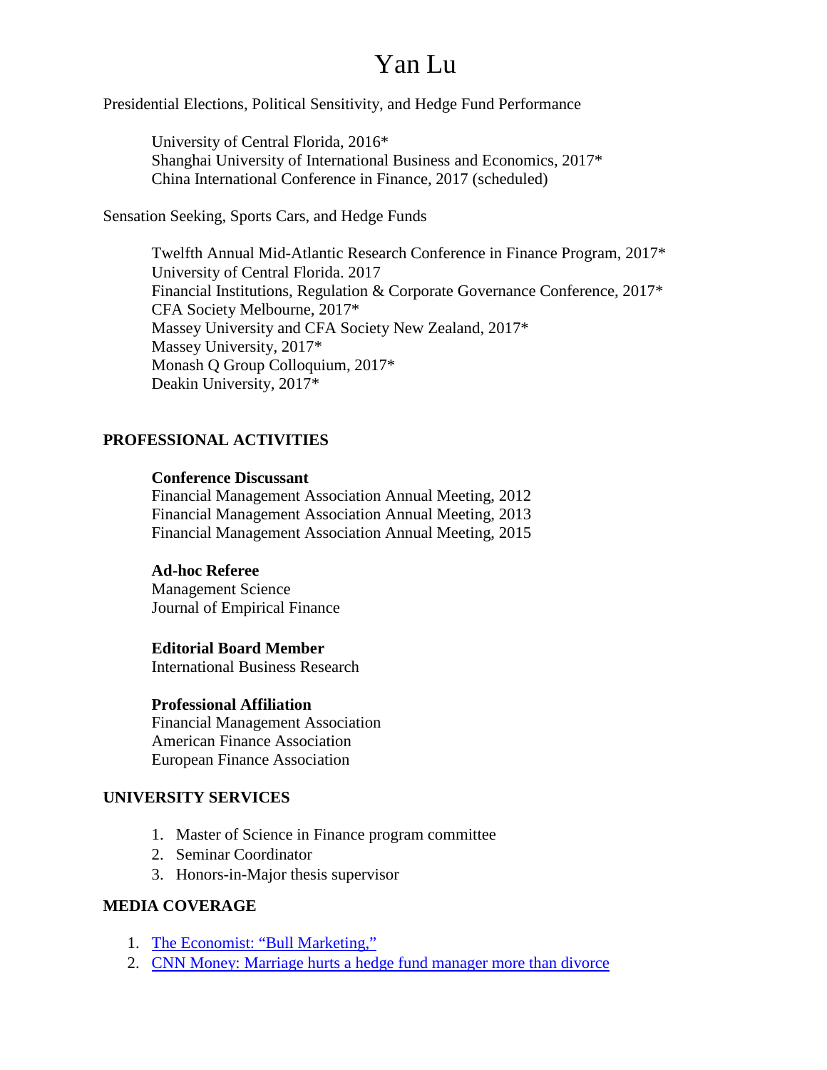# Yan Lu

Presidential Elections, Political Sensitivity, and Hedge Fund Performance

University of Central Florida, 2016*
Shanghai University of International Business and Economics, 2017*
China International Conference in Finance, 2017 (scheduled)

Sensation Seeking, Sports Cars, and Hedge Funds

Twelfth Annual Mid-Atlantic Research Conference in Finance Program, 2017*
University of Central Florida. 2017
Financial Institutions, Regulation & Corporate Governance Conference, 2017*
CFA Society Melbourne, 2017*
Massey University and CFA Society New Zealand, 2017*
Massey University, 2017*
Monash Q Group Colloquium, 2017*
Deakin University, 2017*

## PROFESSIONAL ACTIVITIES

**Conference Discussant**
Financial Management Association Annual Meeting, 2012
Financial Management Association Annual Meeting, 2013
Financial Management Association Annual Meeting, 2015

**Ad-hoc Referee**
Management Science
Journal of Empirical Finance

**Editorial Board Member**
International Business Research

**Professional Affiliation**
Financial Management Association
American Finance Association
European Finance Association

## UNIVERSITY SERVICES

1. Master of Science in Finance program committee
2. Seminar Coordinator
3. Honors-in-Major thesis supervisor

## MEDIA COVERAGE

1. The Economist: "Bull Marketing,"
2. CNN Money: Marriage hurts a hedge fund manager more than divorce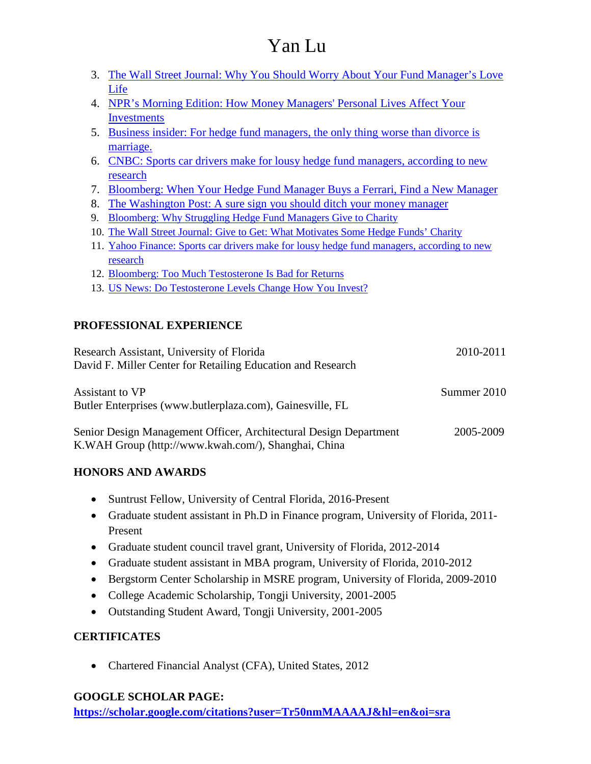3. [The Wall Street Journal: Why You Should Worry About Your Fund Manager's Love Life]
4. [NPR's Morning Edition: How Money Managers' Personal Lives Affect Your Investments]
5. [Business insider: For hedge fund managers, the only thing worse than divorce is marriage.]
6. [CNBC: Sports car drivers make for lousy hedge fund managers, according to new research]
7. [Bloomberg: When Your Hedge Fund Manager Buys a Ferrari, Find a New Manager]
8. [The Washington Post: A sure sign you should ditch your money manager]
9. [Bloomberg: Why Struggling Hedge Fund Managers Give to Charity]
10. [The Wall Street Journal: Give to Get: What Motivates Some Hedge Funds' Charity]
11. [Yahoo Finance: Sports car drivers make for lousy hedge fund managers, according to new research]
12. [Bloomberg: Too Much Testosterone Is Bad for Returns]
13. [US News: Do Testosterone Levels Change How You Invest?]

## PROFESSIONAL EXPERIENCE

Research Assistant, University of Florida — 2010-2011
David F. Miller Center for Retailing Education and Research

Assistant to VP — Summer 2010
Butler Enterprises (www.butlerplaza.com), Gainesville, FL

Senior Design Management Officer, Architectural Design Department — 2005-2009
K.WAH Group (http://www.kwah.com/), Shanghai, China

## HONORS AND AWARDS

- Suntrust Fellow, University of Central Florida, 2016-Present
- Graduate student assistant in Ph.D in Finance program, University of Florida, 2011-Present
- Graduate student council travel grant, University of Florida, 2012-2014
- Graduate student assistant in MBA program, University of Florida, 2010-2012
- Bergstorm Center Scholarship in MSRE program, University of Florida, 2009-2010
- College Academic Scholarship, Tongji University, 2001-2005
- Outstanding Student Award, Tongji University, 2001-2005

## CERTIFICATES

- Chartered Financial Analyst (CFA), United States, 2012

## GOOGLE SCHOLAR PAGE:

**https://scholar.google.com/citations?user=Tr50nmMAAAAJ&hl=en&oi=sra**